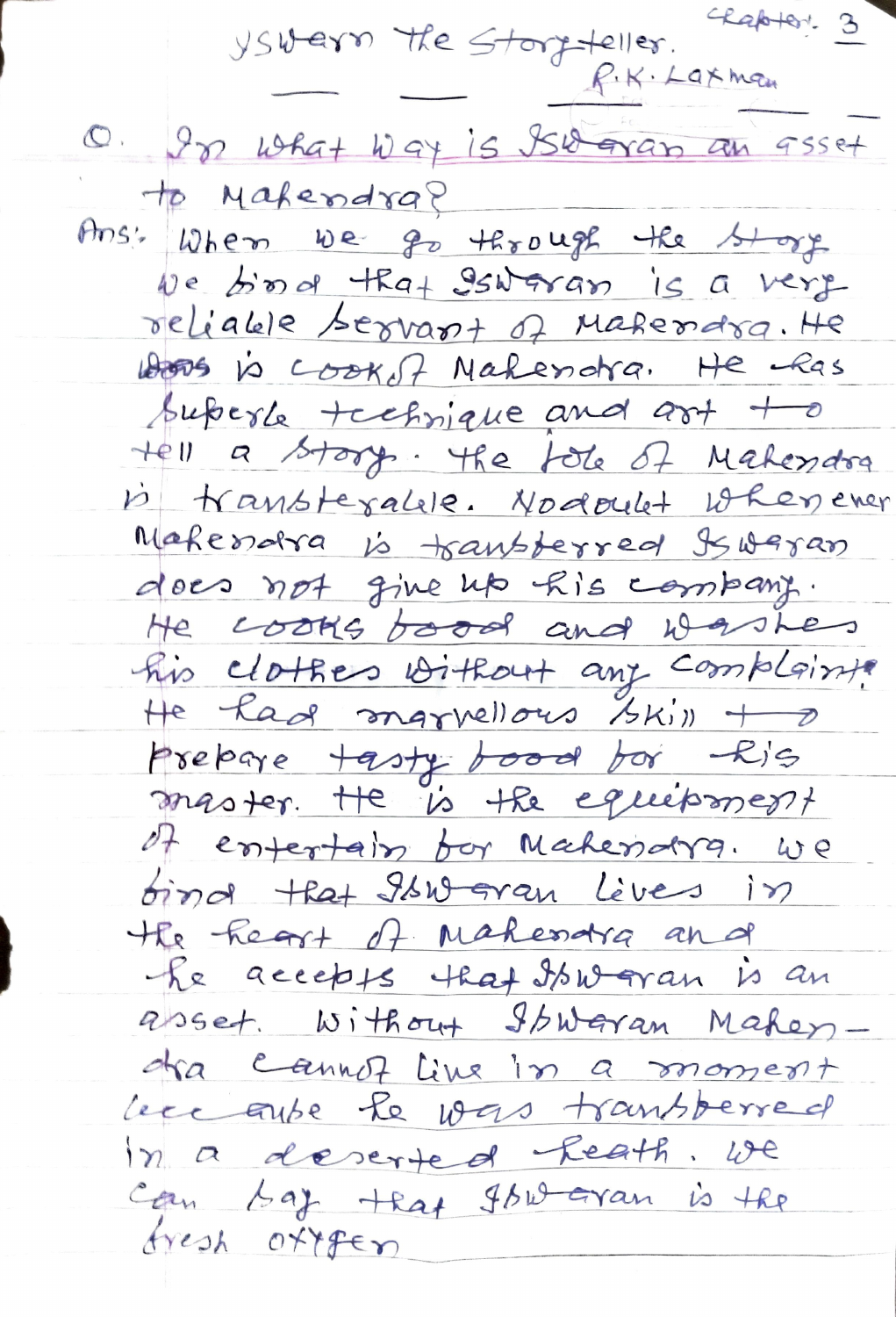Chapter: 3

# Iswaran the Storyteller.

R.K. Laxman

**Q. In what way is Iswaran an asset to Mahendra?**

Ans: When we go through the story we find that Iswaran is a very reliable servant of Mahendra. He ~~was~~ is cook of Mahendra. He has superb technique and art to tell a story. The job of Mahendra is transferable. No doubt whenever Mahendra is transferred Iswaran does not give up his company. He cooks ~~food~~ and washes his clothes without any complaint. He had marvellous skill to prepare tasty food for his master. He is the equipment of entertain for Mahendra. We find that Iswaran lives in the heart of Mahendra and he accepts that Iswaran is an asset. Without Iswaran Mahendra cannot live in a moment because he was transferred in a deserted heath. We can say that Iswaran is the fresh oxygen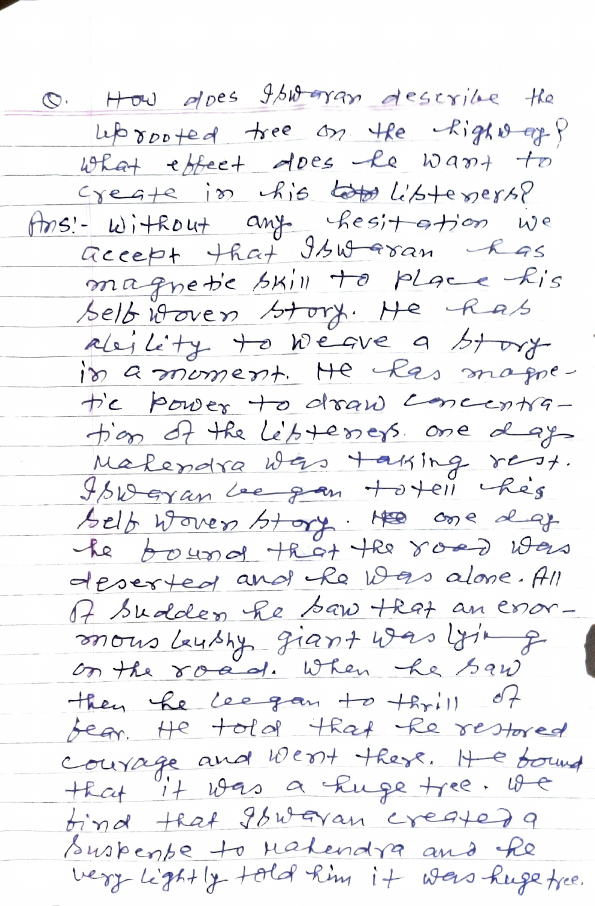Q. How does Iswaran describe the uprooted tree on the highway? What effect does he want to create in his listeners?

Ans:- Without any hesitation we accept that Iswaran has magnetic skill to place his self woven story. He has ability to weave a story in a moment. He has magnetic power to draw concentration of the listeners. One day Mahendra was taking rest. Iswaran began to tell his self woven story. One day he found that the road was deserted and he was alone. All of sudden he saw that an enormous bushy giant was lying on the road. When he saw then he began to thrill of fear. He told that he restored courage and went there. He found that it was a huge tree. We find that Iswaran created a suspense to Mahendra and he very lightly told him it was huge tree.